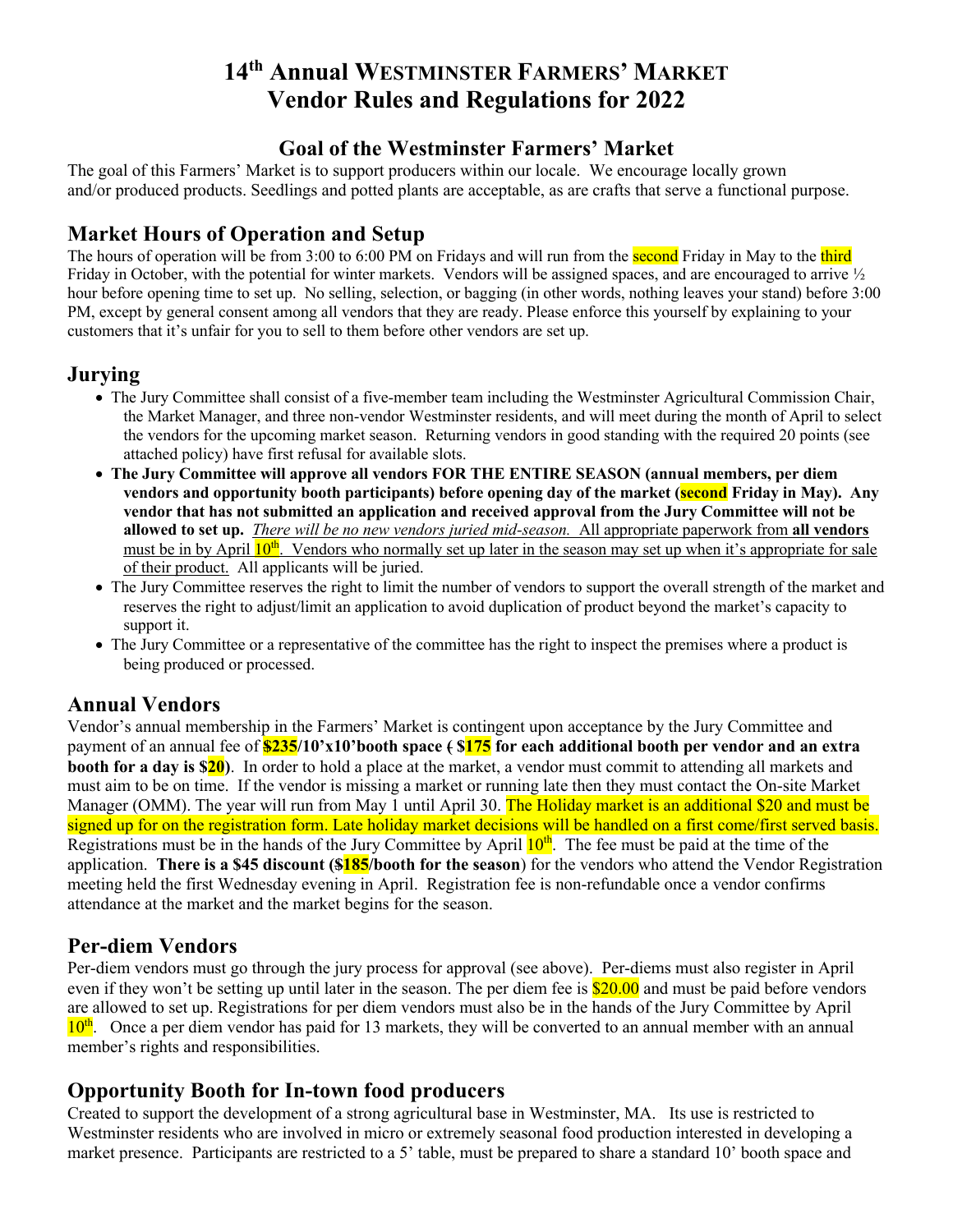# 14th Annual Westminster Farmers' Market Vendor Rules and Regulations for 2022

## Goal of the Westminster Farmers' Market

The goal of this Farmers' Market is to support producers within our locale. We encourage locally grown and/or produced products. Seedlings and potted plants are acceptable, as are crafts that serve a functional purpose.

## Market Hours of Operation and Setup

The hours of operation will be from 3:00 to 6:00 PM on Fridays and will run from the second Friday in May to the third Friday in October, with the potential for winter markets. Vendors will be assigned spaces, and are encouraged to arrive ½ hour before opening time to set up. No selling, selection, or bagging (in other words, nothing leaves your stand) before 3:00 PM, except by general consent among all vendors that they are ready. Please enforce this yourself by explaining to your customers that it's unfair for you to sell to them before other vendors are set up.

## Jurying

- The Jury Committee shall consist of a five-member team including the Westminster Agricultural Commission Chair, the Market Manager, and three non-vendor Westminster residents, and will meet during the month of April to select the vendors for the upcoming market season. Returning vendors in good standing with the required 20 points (see attached policy) have first refusal for available slots.
- **The Jury Committee will approve all vendors FOR THE ENTIRE SEASON (annual members, per diem vendors and opportunity booth participants) before opening day of the market (second Friday in May). Any vendor that has not submitted an application and received approval from the Jury Committee will not be allowed to set up.** *There will be no new vendors juried mid-season.* All appropriate paperwork from **all vendors** must be in by April 10th. Vendors who normally set up later in the season may set up when it's appropriate for sale of their product. All applicants will be juried.
- The Jury Committee reserves the right to limit the number of vendors to support the overall strength of the market and reserves the right to adjust/limit an application to avoid duplication of product beyond the market's capacity to support it.
- The Jury Committee or a representative of the committee has the right to inspect the premises where a product is being produced or processed.

## Annual Vendors

Vendor's annual membership in the Farmers' Market is contingent upon acceptance by the Jury Committee and payment of an annual fee of **$235/10'x10'booth space ( $175 for each additional booth per vendor and an extra booth for a day is $20)**. In order to hold a place at the market, a vendor must commit to attending all markets and must aim to be on time. If the vendor is missing a market or running late then they must contact the On-site Market Manager (OMM). The year will run from May 1 until April 30. The Holiday market is an additional $20 and must be signed up for on the registration form. Late holiday market decisions will be handled on a first come/first served basis. Registrations must be in the hands of the Jury Committee by April 10th. The fee must be paid at the time of the application. **There is a $45 discount ($185/booth for the season**) for the vendors who attend the Vendor Registration meeting held the first Wednesday evening in April. Registration fee is non-refundable once a vendor confirms attendance at the market and the market begins for the season.

## Per-diem Vendors

Per-diem vendors must go through the jury process for approval (see above). Per-diems must also register in April even if they won't be setting up until later in the season. The per diem fee is $20.00 and must be paid before vendors are allowed to set up. Registrations for per diem vendors must also be in the hands of the Jury Committee by April 10th. Once a per diem vendor has paid for 13 markets, they will be converted to an annual member with an annual member's rights and responsibilities.

## Opportunity Booth for In-town food producers

Created to support the development of a strong agricultural base in Westminster, MA. Its use is restricted to Westminster residents who are involved in micro or extremely seasonal food production interested in developing a market presence. Participants are restricted to a 5' table, must be prepared to share a standard 10' booth space and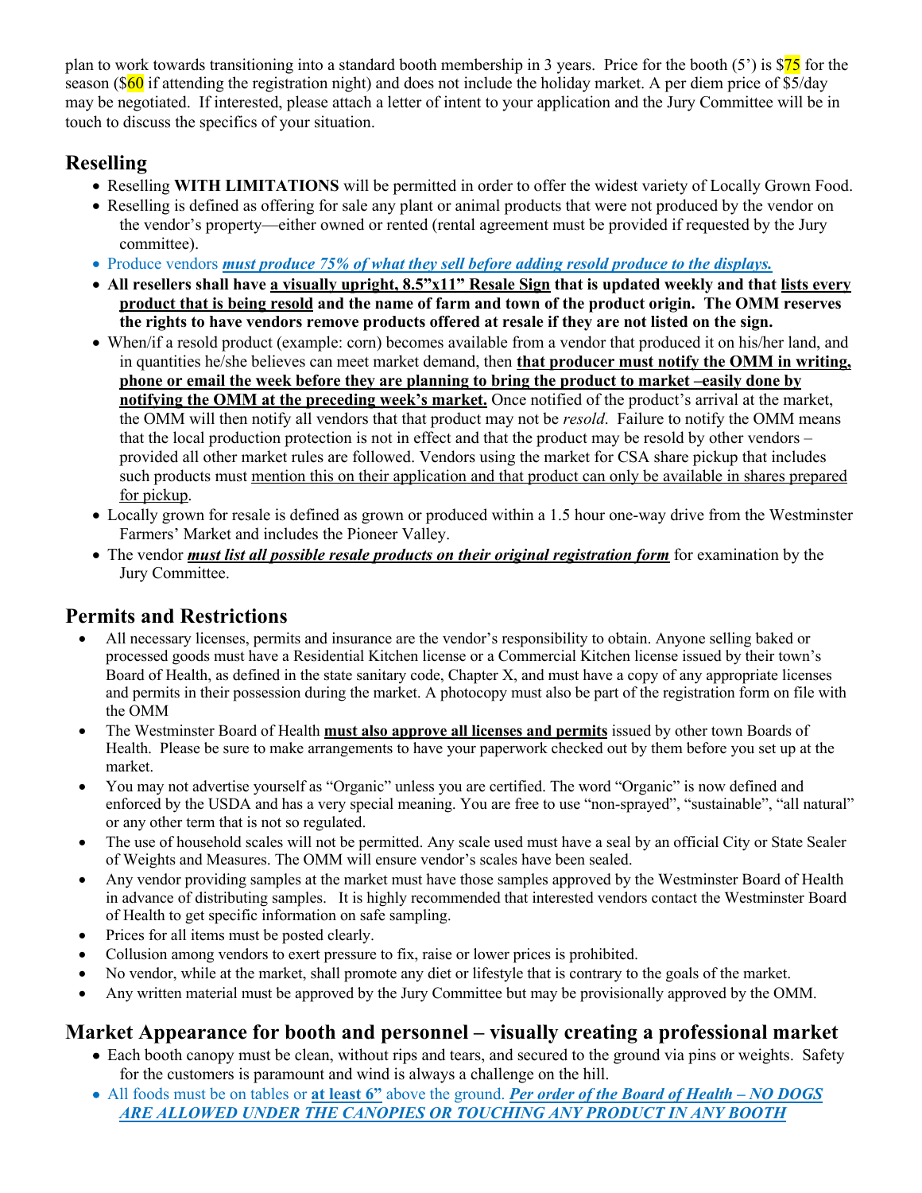plan to work towards transitioning into a standard booth membership in 3 years. Price for the booth (5') is $75 for the season ($60 if attending the registration night) and does not include the holiday market. A per diem price of $5/day may be negotiated. If interested, please attach a letter of intent to your application and the Jury Committee will be in touch to discuss the specifics of your situation.

## Reselling

- Reselling **WITH LIMITATIONS** will be permitted in order to offer the widest variety of Locally Grown Food.
- Reselling is defined as offering for sale any plant or animal products that were not produced by the vendor on the vendor's property—either owned or rented (rental agreement must be provided if requested by the Jury committee).
- Produce vendors ***must produce 75% of what they sell before adding resold produce to the displays.***
- **All resellers shall have a visually upright, 8.5"x11" Resale Sign that is updated weekly and that lists every product that is being resold and the name of farm and town of the product origin. The OMM reserves the rights to have vendors remove products offered at resale if they are not listed on the sign.**
- When/if a resold product (example: corn) becomes available from a vendor that produced it on his/her land, and in quantities he/she believes can meet market demand, then **that producer must notify the OMM in writing, phone or email the week before they are planning to bring the product to market –easily done by notifying the OMM at the preceding week's market.** Once notified of the product's arrival at the market, the OMM will then notify all vendors that that product may not be *resold*. Failure to notify the OMM means that the local production protection is not in effect and that the product may be resold by other vendors – provided all other market rules are followed. Vendors using the market for CSA share pickup that includes such products must mention this on their application and that product can only be available in shares prepared for pickup.
- Locally grown for resale is defined as grown or produced within a 1.5 hour one-way drive from the Westminster Farmers' Market and includes the Pioneer Valley.
- The vendor ***must list all possible resale products on their original registration form*** for examination by the Jury Committee.

## Permits and Restrictions

- All necessary licenses, permits and insurance are the vendor's responsibility to obtain. Anyone selling baked or processed goods must have a Residential Kitchen license or a Commercial Kitchen license issued by their town's Board of Health, as defined in the state sanitary code, Chapter X, and must have a copy of any appropriate licenses and permits in their possession during the market. A photocopy must also be part of the registration form on file with the OMM
- The Westminster Board of Health **must also approve all licenses and permits** issued by other town Boards of Health. Please be sure to make arrangements to have your paperwork checked out by them before you set up at the market.
- You may not advertise yourself as "Organic" unless you are certified. The word "Organic" is now defined and enforced by the USDA and has a very special meaning. You are free to use "non-sprayed", "sustainable", "all natural" or any other term that is not so regulated.
- The use of household scales will not be permitted. Any scale used must have a seal by an official City or State Sealer of Weights and Measures. The OMM will ensure vendor's scales have been sealed.
- Any vendor providing samples at the market must have those samples approved by the Westminster Board of Health in advance of distributing samples. It is highly recommended that interested vendors contact the Westminster Board of Health to get specific information on safe sampling.
- Prices for all items must be posted clearly.
- Collusion among vendors to exert pressure to fix, raise or lower prices is prohibited.
- No vendor, while at the market, shall promote any diet or lifestyle that is contrary to the goals of the market.
- Any written material must be approved by the Jury Committee but may be provisionally approved by the OMM.

## Market Appearance for booth and personnel – visually creating a professional market

- Each booth canopy must be clean, without rips and tears, and secured to the ground via pins or weights. Safety for the customers is paramount and wind is always a challenge on the hill.
- All foods must be on tables or **at least 6"** above the ground. ***Per order of the Board of Health – NO DOGS ARE ALLOWED UNDER THE CANOPIES OR TOUCHING ANY PRODUCT IN ANY BOOTH***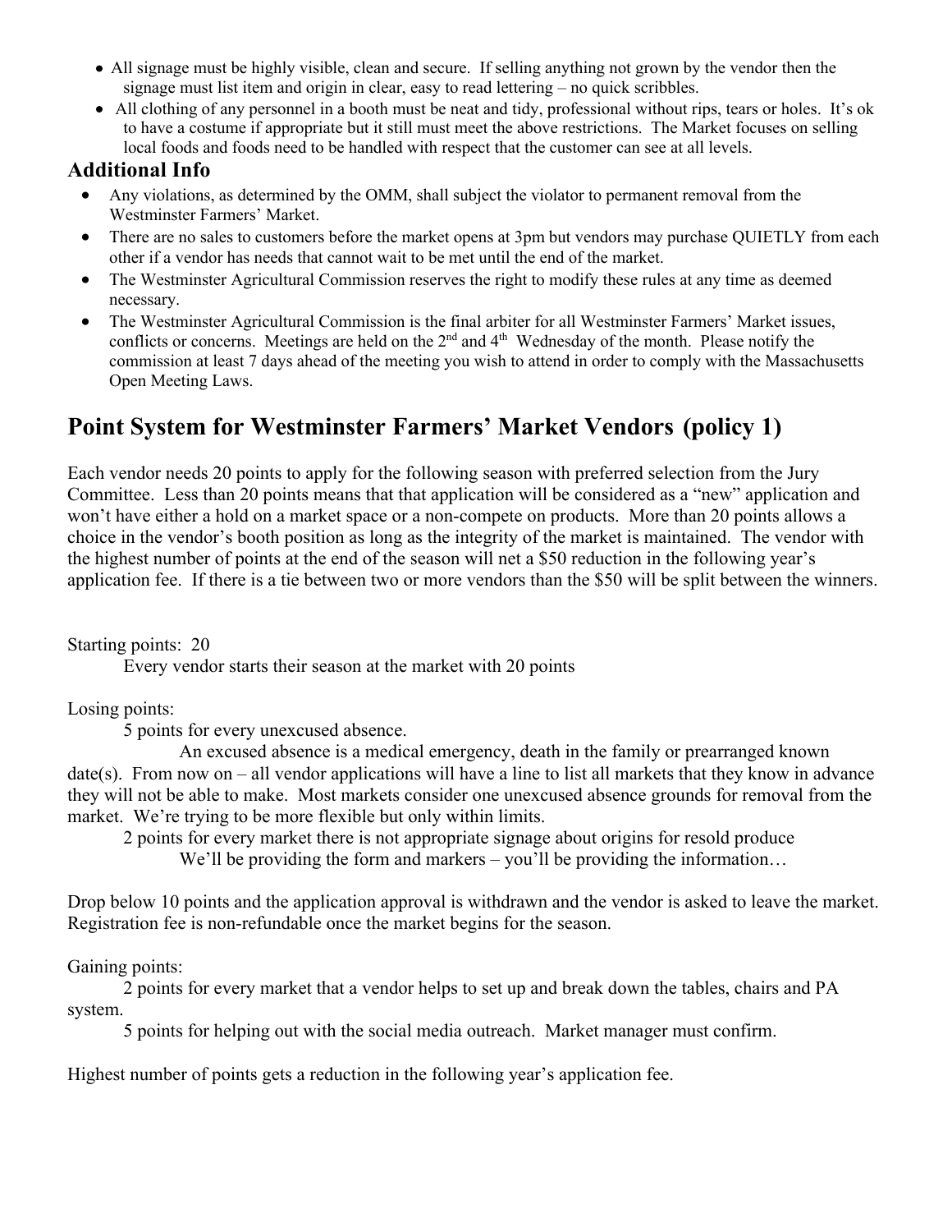- All signage must be highly visible, clean and secure. If selling anything not grown by the vendor then the signage must list item and origin in clear, easy to read lettering – no quick scribbles.
- All clothing of any personnel in a booth must be neat and tidy, professional without rips, tears or holes. It's ok to have a costume if appropriate but it still must meet the above restrictions. The Market focuses on selling local foods and foods need to be handled with respect that the customer can see at all levels.

### Additional Info

- Any violations, as determined by the OMM, shall subject the violator to permanent removal from the Westminster Farmers' Market.
- There are no sales to customers before the market opens at 3pm but vendors may purchase QUIETLY from each other if a vendor has needs that cannot wait to be met until the end of the market.
- The Westminster Agricultural Commission reserves the right to modify these rules at any time as deemed necessary.
- The Westminster Agricultural Commission is the final arbiter for all Westminster Farmers' Market issues, conflicts or concerns. Meetings are held on the 2nd and 4th Wednesday of the month. Please notify the commission at least 7 days ahead of the meeting you wish to attend in order to comply with the Massachusetts Open Meeting Laws.

## Point System for Westminster Farmers' Market Vendors (policy 1)

Each vendor needs 20 points to apply for the following season with preferred selection from the Jury Committee. Less than 20 points means that that application will be considered as a "new" application and won't have either a hold on a market space or a non-compete on products. More than 20 points allows a choice in the vendor's booth position as long as the integrity of the market is maintained. The vendor with the highest number of points at the end of the season will net a $50 reduction in the following year's application fee. If there is a tie between two or more vendors than the $50 will be split between the winners.

Starting points: 20

Every vendor starts their season at the market with 20 points

Losing points:

5 points for every unexcused absence.

An excused absence is a medical emergency, death in the family or prearranged known date(s). From now on – all vendor applications will have a line to list all markets that they know in advance they will not be able to make. Most markets consider one unexcused absence grounds for removal from the market. We're trying to be more flexible but only within limits.

2 points for every market there is not appropriate signage about origins for resold produce

We'll be providing the form and markers – you'll be providing the information…

Drop below 10 points and the application approval is withdrawn and the vendor is asked to leave the market. Registration fee is non-refundable once the market begins for the season.

Gaining points:

2 points for every market that a vendor helps to set up and break down the tables, chairs and PA system.

5 points for helping out with the social media outreach. Market manager must confirm.

Highest number of points gets a reduction in the following year's application fee.